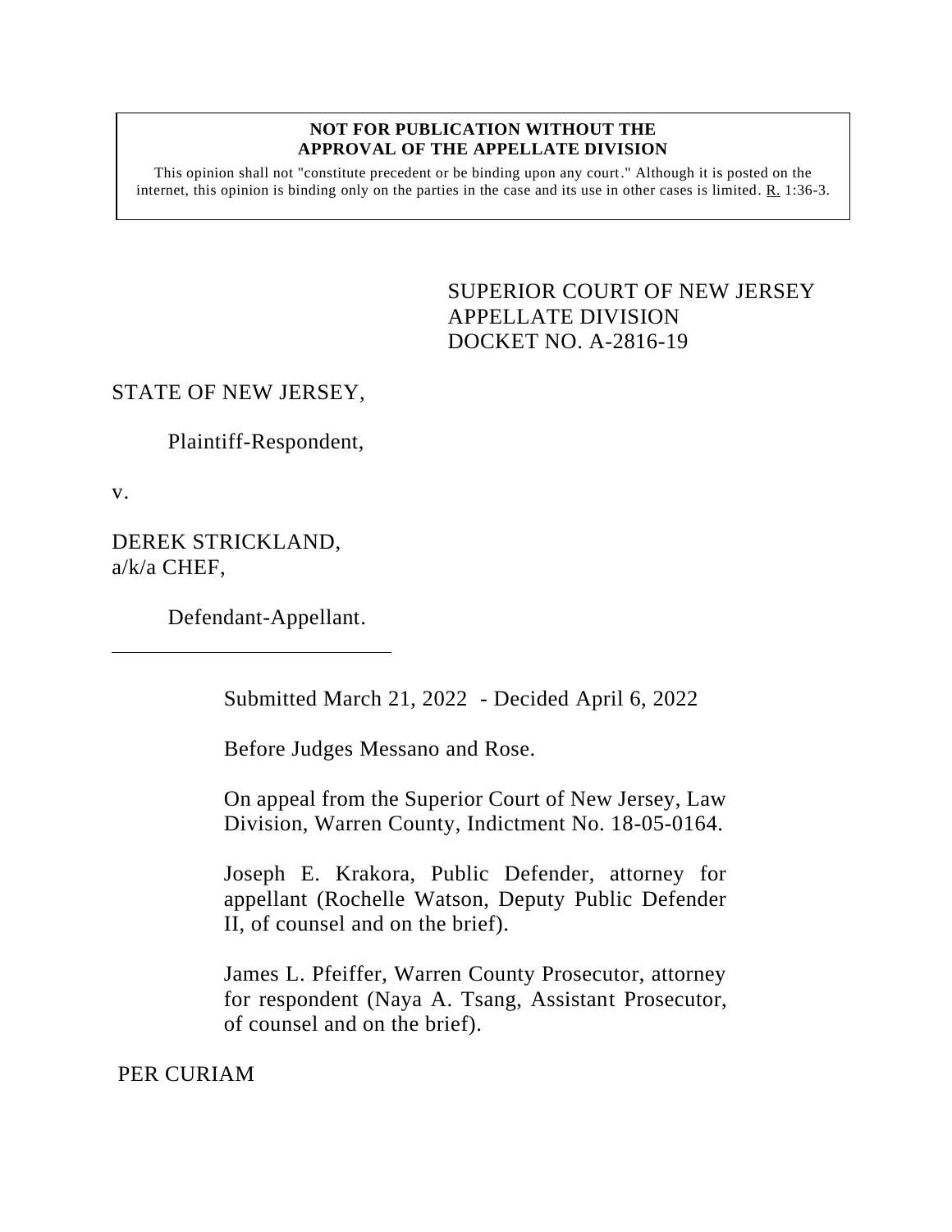**NOT FOR PUBLICATION WITHOUT THE APPROVAL OF THE APPELLATE DIVISION**

This opinion shall not "constitute precedent or be binding upon any court." Although it is posted on the internet, this opinion is binding only on the parties in the case and its use in other cases is limited. R. 1:36-3.

SUPERIOR COURT OF NEW JERSEY
APPELLATE DIVISION
DOCKET NO. A-2816-19

STATE OF NEW JERSEY,

Plaintiff-Respondent,

v.

DEREK STRICKLAND,
a/k/a CHEF,

Defendant-Appellant.

---

Submitted March 21, 2022 - Decided April 6, 2022

Before Judges Messano and Rose.

On appeal from the Superior Court of New Jersey, Law Division, Warren County, Indictment No. 18-05-0164.

Joseph E. Krakora, Public Defender, attorney for appellant (Rochelle Watson, Deputy Public Defender II, of counsel and on the brief).

James L. Pfeiffer, Warren County Prosecutor, attorney for respondent (Naya A. Tsang, Assistant Prosecutor, of counsel and on the brief).

PER CURIAM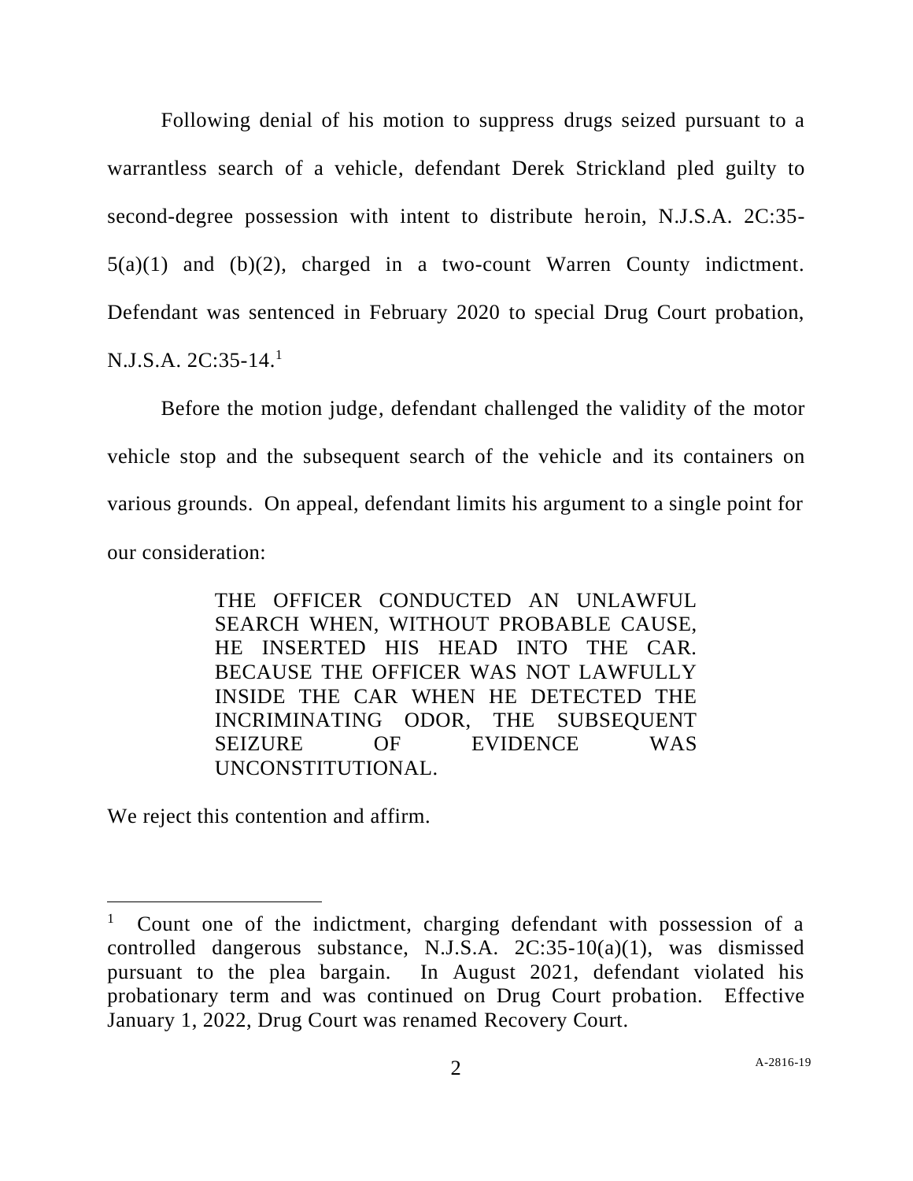Following denial of his motion to suppress drugs seized pursuant to a warrantless search of a vehicle, defendant Derek Strickland pled guilty to second-degree possession with intent to distribute heroin, N.J.S.A. 2C:35-5(a)(1) and (b)(2), charged in a two-count Warren County indictment. Defendant was sentenced in February 2020 to special Drug Court probation, N.J.S.A. 2C:35-14.[1]

Before the motion judge, defendant challenged the validity of the motor vehicle stop and the subsequent search of the vehicle and its containers on various grounds. On appeal, defendant limits his argument to a single point for our consideration:

> THE OFFICER CONDUCTED AN UNLAWFUL SEARCH WHEN, WITHOUT PROBABLE CAUSE, HE INSERTED HIS HEAD INTO THE CAR. BECAUSE THE OFFICER WAS NOT LAWFULLY INSIDE THE CAR WHEN HE DETECTED THE INCRIMINATING ODOR, THE SUBSEQUENT SEIZURE OF EVIDENCE WAS UNCONSTITUTIONAL.

We reject this contention and affirm.

---

[1] Count one of the indictment, charging defendant with possession of a controlled dangerous substance, N.J.S.A. 2C:35-10(a)(1), was dismissed pursuant to the plea bargain. In August 2021, defendant violated his probationary term and was continued on Drug Court probation. Effective January 1, 2022, Drug Court was renamed Recovery Court.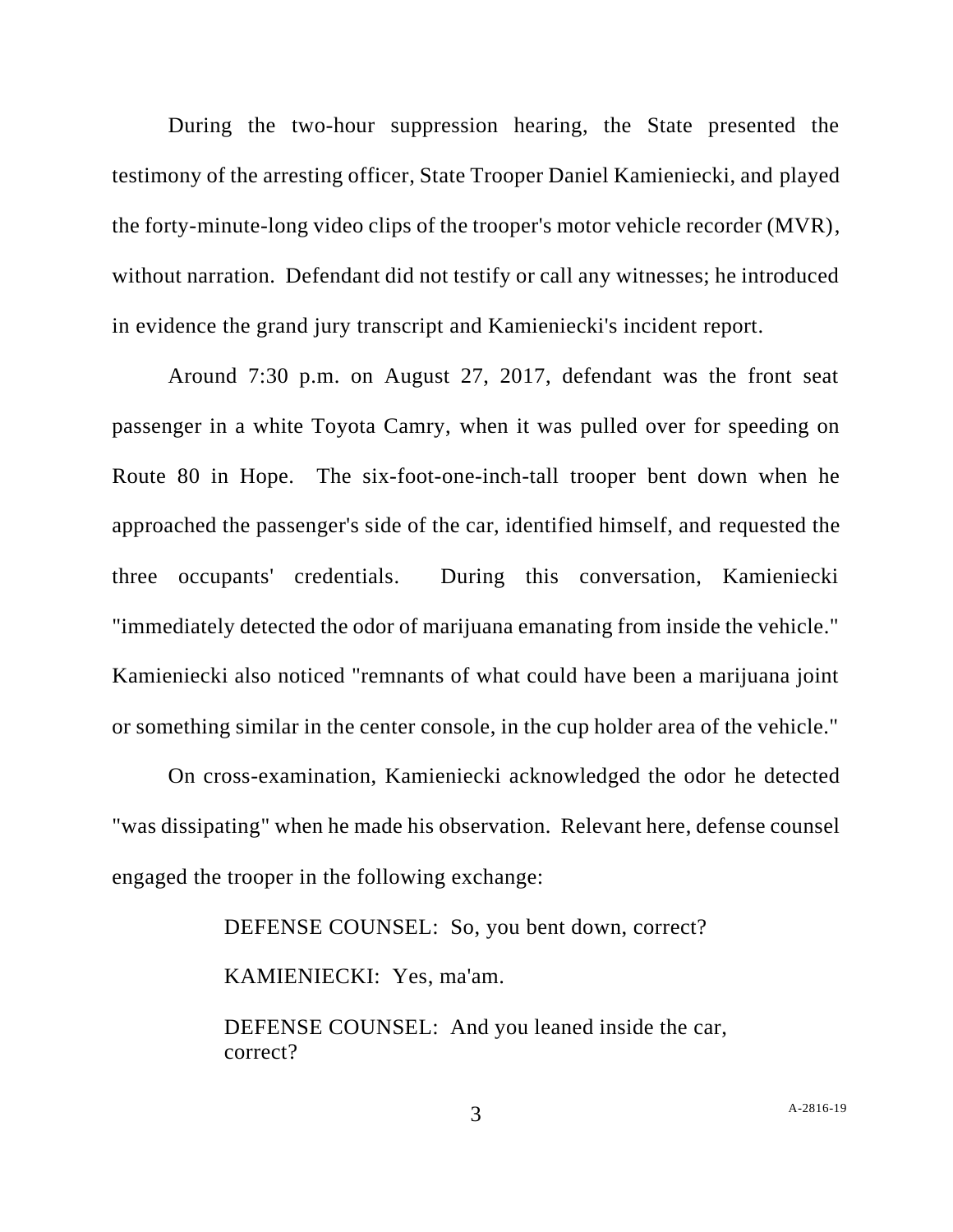During the two-hour suppression hearing, the State presented the testimony of the arresting officer, State Trooper Daniel Kamieniecki, and played the forty-minute-long video clips of the trooper's motor vehicle recorder (MVR), without narration. Defendant did not testify or call any witnesses; he introduced in evidence the grand jury transcript and Kamieniecki's incident report.

Around 7:30 p.m. on August 27, 2017, defendant was the front seat passenger in a white Toyota Camry, when it was pulled over for speeding on Route 80 in Hope. The six-foot-one-inch-tall trooper bent down when he approached the passenger's side of the car, identified himself, and requested the three occupants' credentials. During this conversation, Kamieniecki "immediately detected the odor of marijuana emanating from inside the vehicle." Kamieniecki also noticed "remnants of what could have been a marijuana joint or something similar in the center console, in the cup holder area of the vehicle."

On cross-examination, Kamieniecki acknowledged the odor he detected "was dissipating" when he made his observation. Relevant here, defense counsel engaged the trooper in the following exchange:

> DEFENSE COUNSEL: So, you bent down, correct?
>
> KAMIENIECKI: Yes, ma'am.
>
> DEFENSE COUNSEL: And you leaned inside the car, correct?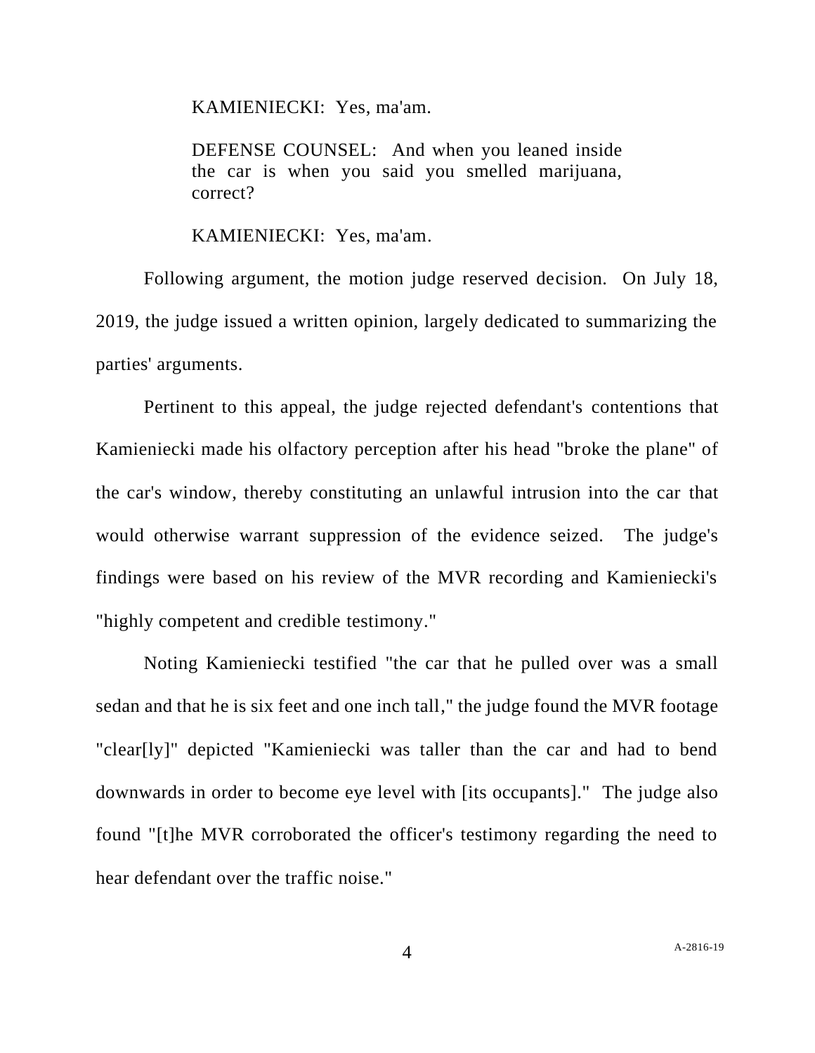> KAMIENIECKI: Yes, ma'am.
>
> DEFENSE COUNSEL: And when you leaned inside the car is when you said you smelled marijuana, correct?
>
> KAMIENIECKI: Yes, ma'am.

Following argument, the motion judge reserved decision. On July 18, 2019, the judge issued a written opinion, largely dedicated to summarizing the parties' arguments.

Pertinent to this appeal, the judge rejected defendant's contentions that Kamieniecki made his olfactory perception after his head "broke the plane" of the car's window, thereby constituting an unlawful intrusion into the car that would otherwise warrant suppression of the evidence seized. The judge's findings were based on his review of the MVR recording and Kamieniecki's "highly competent and credible testimony."

Noting Kamieniecki testified "the car that he pulled over was a small sedan and that he is six feet and one inch tall," the judge found the MVR footage "clear[ly]" depicted "Kamieniecki was taller than the car and had to bend downwards in order to become eye level with [its occupants]." The judge also found "[t]he MVR corroborated the officer's testimony regarding the need to hear defendant over the traffic noise."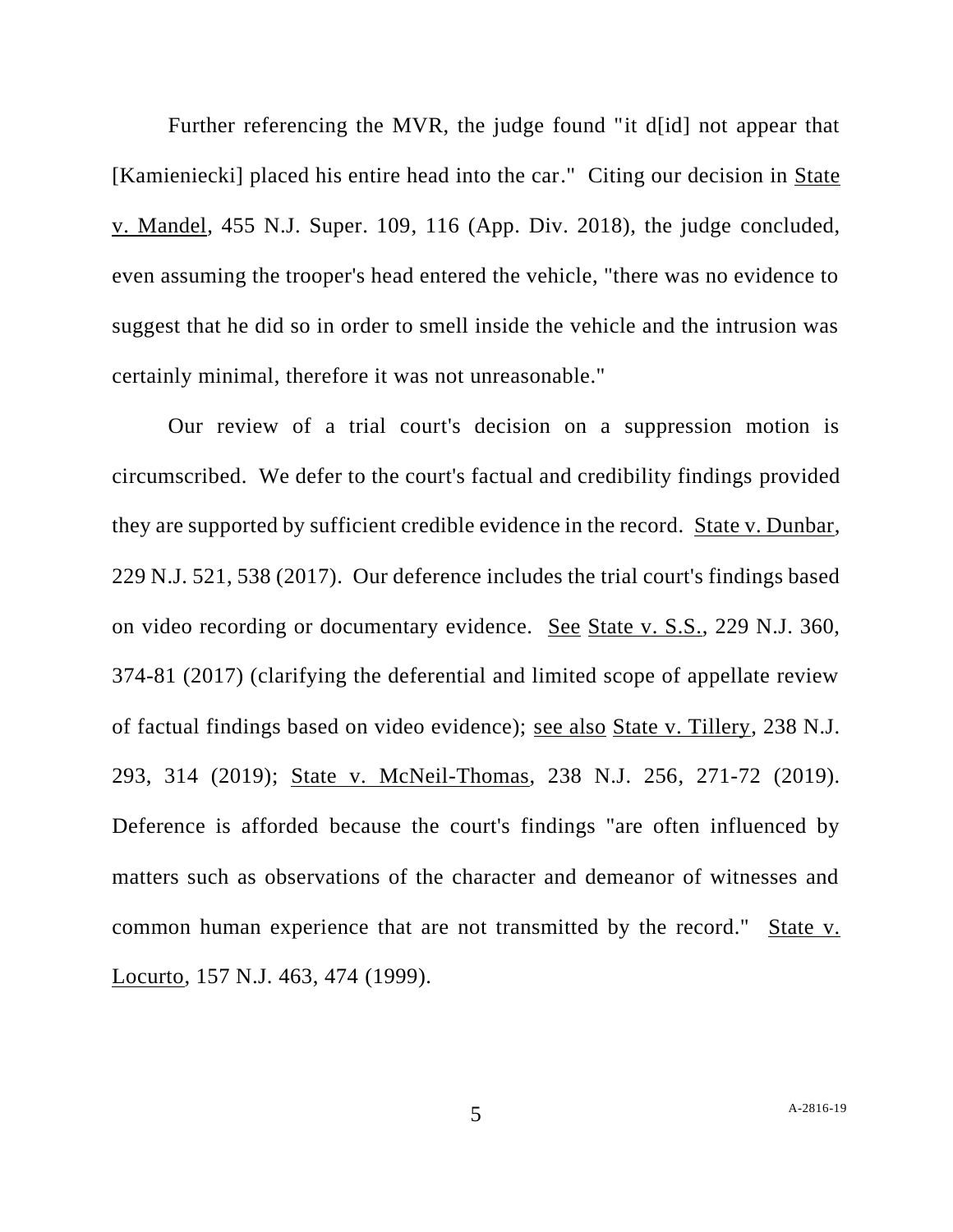Further referencing the MVR, the judge found "it d[id] not appear that [Kamieniecki] placed his entire head into the car." Citing our decision in State v. Mandel, 455 N.J. Super. 109, 116 (App. Div. 2018), the judge concluded, even assuming the trooper's head entered the vehicle, "there was no evidence to suggest that he did so in order to smell inside the vehicle and the intrusion was certainly minimal, therefore it was not unreasonable."

Our review of a trial court's decision on a suppression motion is circumscribed. We defer to the court's factual and credibility findings provided they are supported by sufficient credible evidence in the record. State v. Dunbar, 229 N.J. 521, 538 (2017). Our deference includes the trial court's findings based on video recording or documentary evidence. See State v. S.S., 229 N.J. 360, 374-81 (2017) (clarifying the deferential and limited scope of appellate review of factual findings based on video evidence); see also State v. Tillery, 238 N.J. 293, 314 (2019); State v. McNeil-Thomas, 238 N.J. 256, 271-72 (2019). Deference is afforded because the court's findings "are often influenced by matters such as observations of the character and demeanor of witnesses and common human experience that are not transmitted by the record." State v. Locurto, 157 N.J. 463, 474 (1999).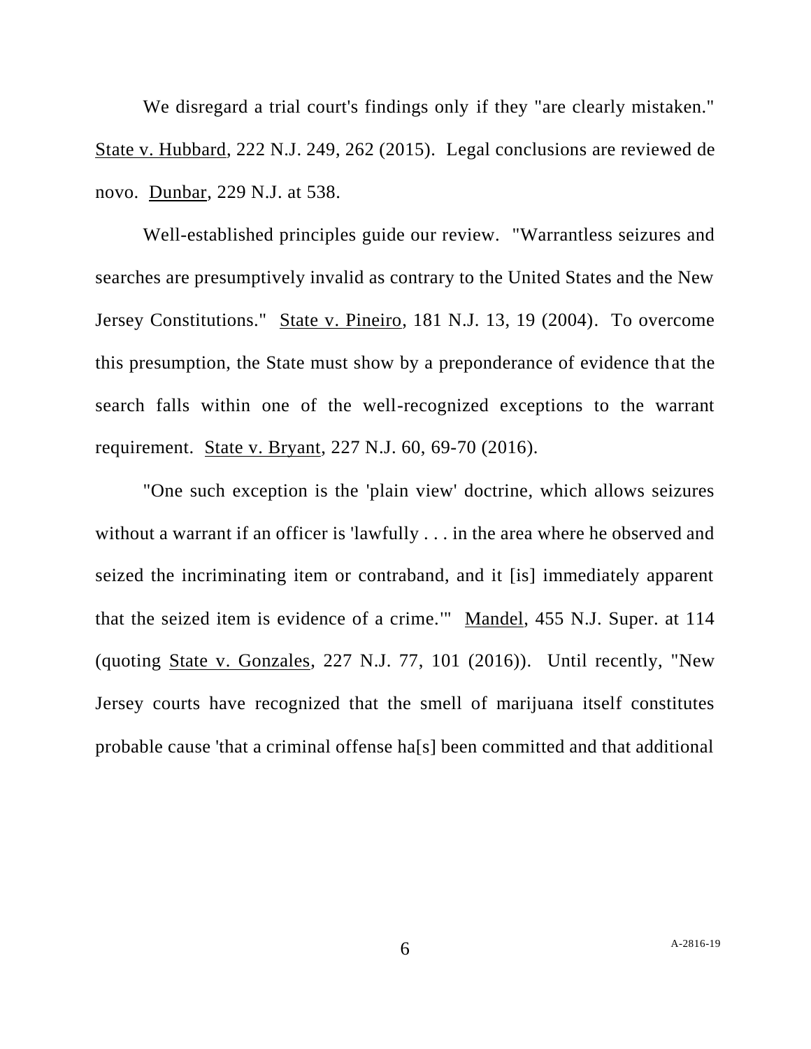We disregard a trial court's findings only if they "are clearly mistaken." State v. Hubbard, 222 N.J. 249, 262 (2015). Legal conclusions are reviewed de novo. Dunbar, 229 N.J. at 538.

Well-established principles guide our review. "Warrantless seizures and searches are presumptively invalid as contrary to the United States and the New Jersey Constitutions." State v. Pineiro, 181 N.J. 13, 19 (2004). To overcome this presumption, the State must show by a preponderance of evidence that the search falls within one of the well-recognized exceptions to the warrant requirement. State v. Bryant, 227 N.J. 60, 69-70 (2016).

"One such exception is the 'plain view' doctrine, which allows seizures without a warrant if an officer is 'lawfully . . . in the area where he observed and seized the incriminating item or contraband, and it [is] immediately apparent that the seized item is evidence of a crime.'" Mandel, 455 N.J. Super. at 114 (quoting State v. Gonzales, 227 N.J. 77, 101 (2016)). Until recently, "New Jersey courts have recognized that the smell of marijuana itself constitutes probable cause 'that a criminal offense ha[s] been committed and that additional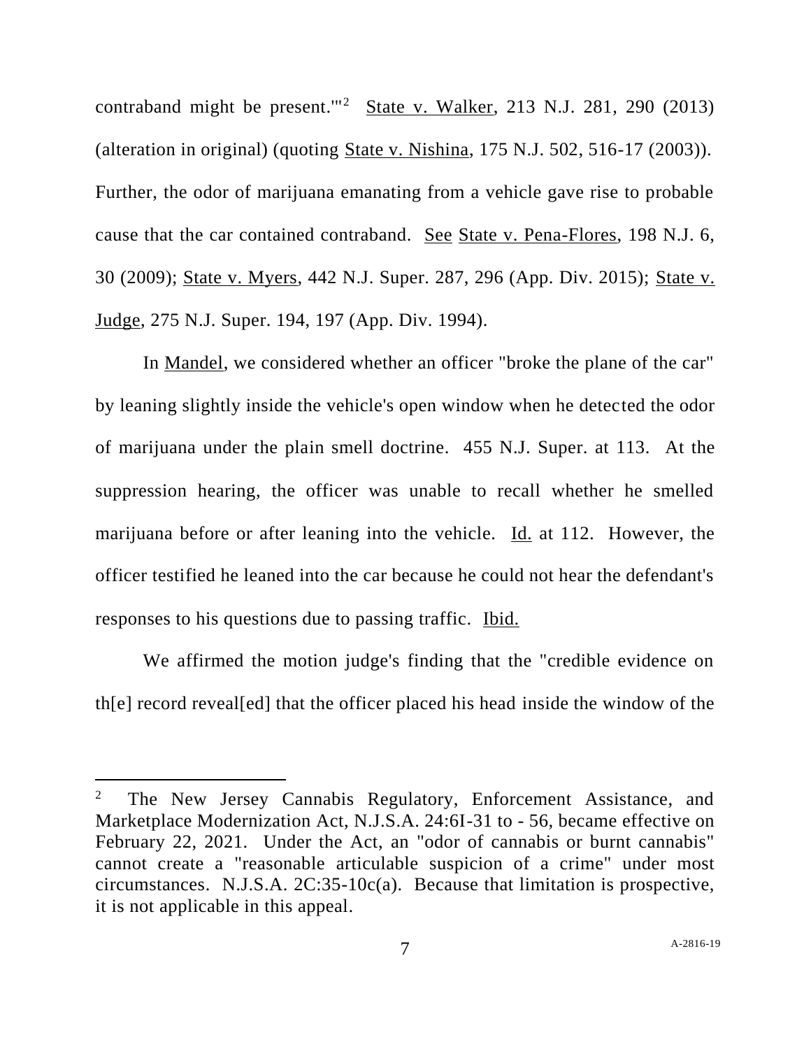contraband might be present.'"[2] State v. Walker, 213 N.J. 281, 290 (2013) (alteration in original) (quoting State v. Nishina, 175 N.J. 502, 516-17 (2003)). Further, the odor of marijuana emanating from a vehicle gave rise to probable cause that the car contained contraband. See State v. Pena-Flores, 198 N.J. 6, 30 (2009); State v. Myers, 442 N.J. Super. 287, 296 (App. Div. 2015); State v. Judge, 275 N.J. Super. 194, 197 (App. Div. 1994).

In Mandel, we considered whether an officer "broke the plane of the car" by leaning slightly inside the vehicle's open window when he detected the odor of marijuana under the plain smell doctrine. 455 N.J. Super. at 113. At the suppression hearing, the officer was unable to recall whether he smelled marijuana before or after leaning into the vehicle. Id. at 112. However, the officer testified he leaned into the car because he could not hear the defendant's responses to his questions due to passing traffic. Ibid.

We affirmed the motion judge's finding that the "credible evidence on th[e] record reveal[ed] that the officer placed his head inside the window of the

---

[2] The New Jersey Cannabis Regulatory, Enforcement Assistance, and Marketplace Modernization Act, N.J.S.A. 24:6I-31 to - 56, became effective on February 22, 2021. Under the Act, an "odor of cannabis or burnt cannabis" cannot create a "reasonable articulable suspicion of a crime" under most circumstances. N.J.S.A. 2C:35-10c(a). Because that limitation is prospective, it is not applicable in this appeal.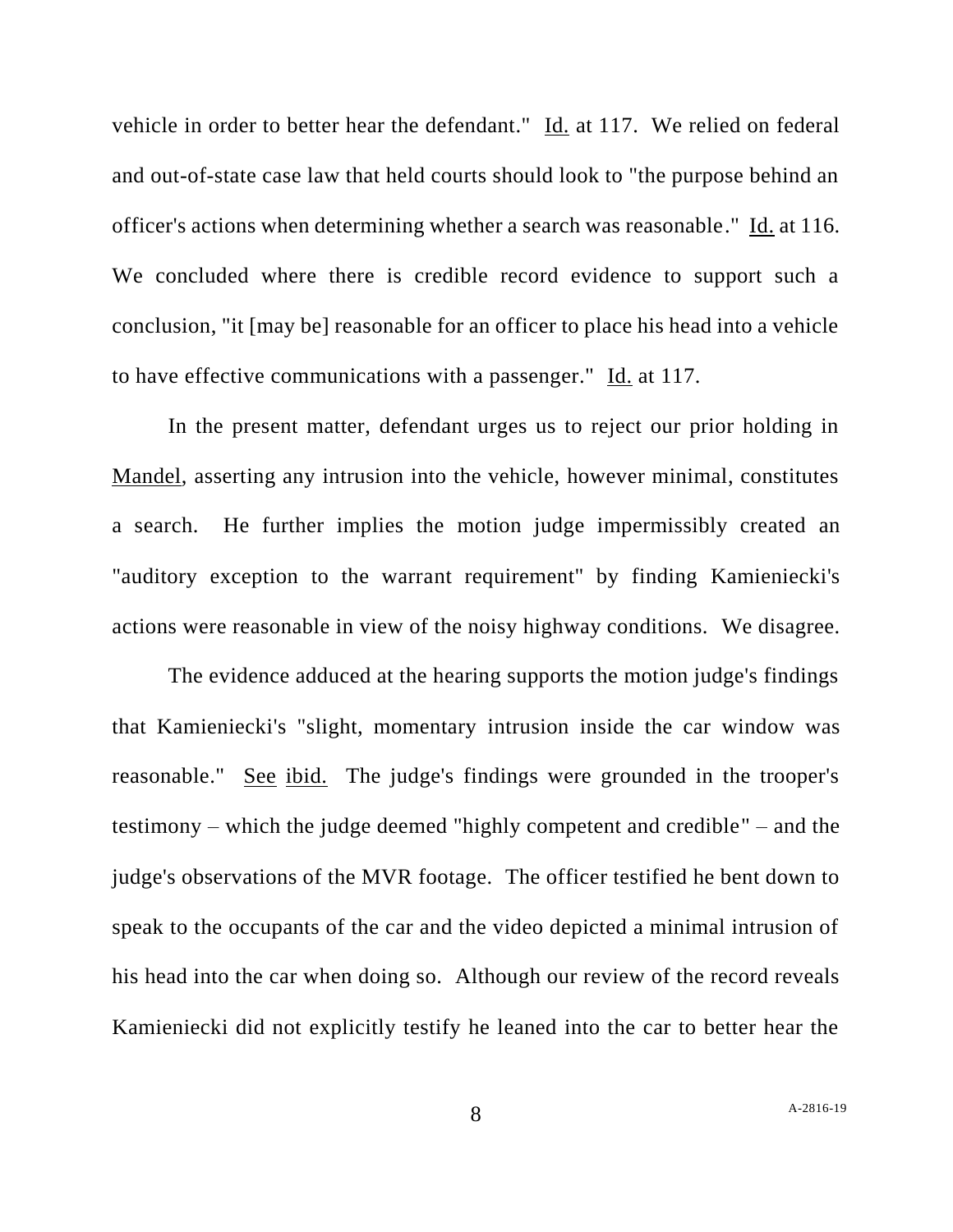vehicle in order to better hear the defendant." Id. at 117. We relied on federal and out-of-state case law that held courts should look to "the purpose behind an officer's actions when determining whether a search was reasonable." Id. at 116. We concluded where there is credible record evidence to support such a conclusion, "it [may be] reasonable for an officer to place his head into a vehicle to have effective communications with a passenger." Id. at 117.

In the present matter, defendant urges us to reject our prior holding in Mandel, asserting any intrusion into the vehicle, however minimal, constitutes a search. He further implies the motion judge impermissibly created an "auditory exception to the warrant requirement" by finding Kamieniecki's actions were reasonable in view of the noisy highway conditions. We disagree.

The evidence adduced at the hearing supports the motion judge's findings that Kamieniecki's "slight, momentary intrusion inside the car window was reasonable." See ibid. The judge's findings were grounded in the trooper's testimony – which the judge deemed "highly competent and credible" – and the judge's observations of the MVR footage. The officer testified he bent down to speak to the occupants of the car and the video depicted a minimal intrusion of his head into the car when doing so. Although our review of the record reveals Kamieniecki did not explicitly testify he leaned into the car to better hear the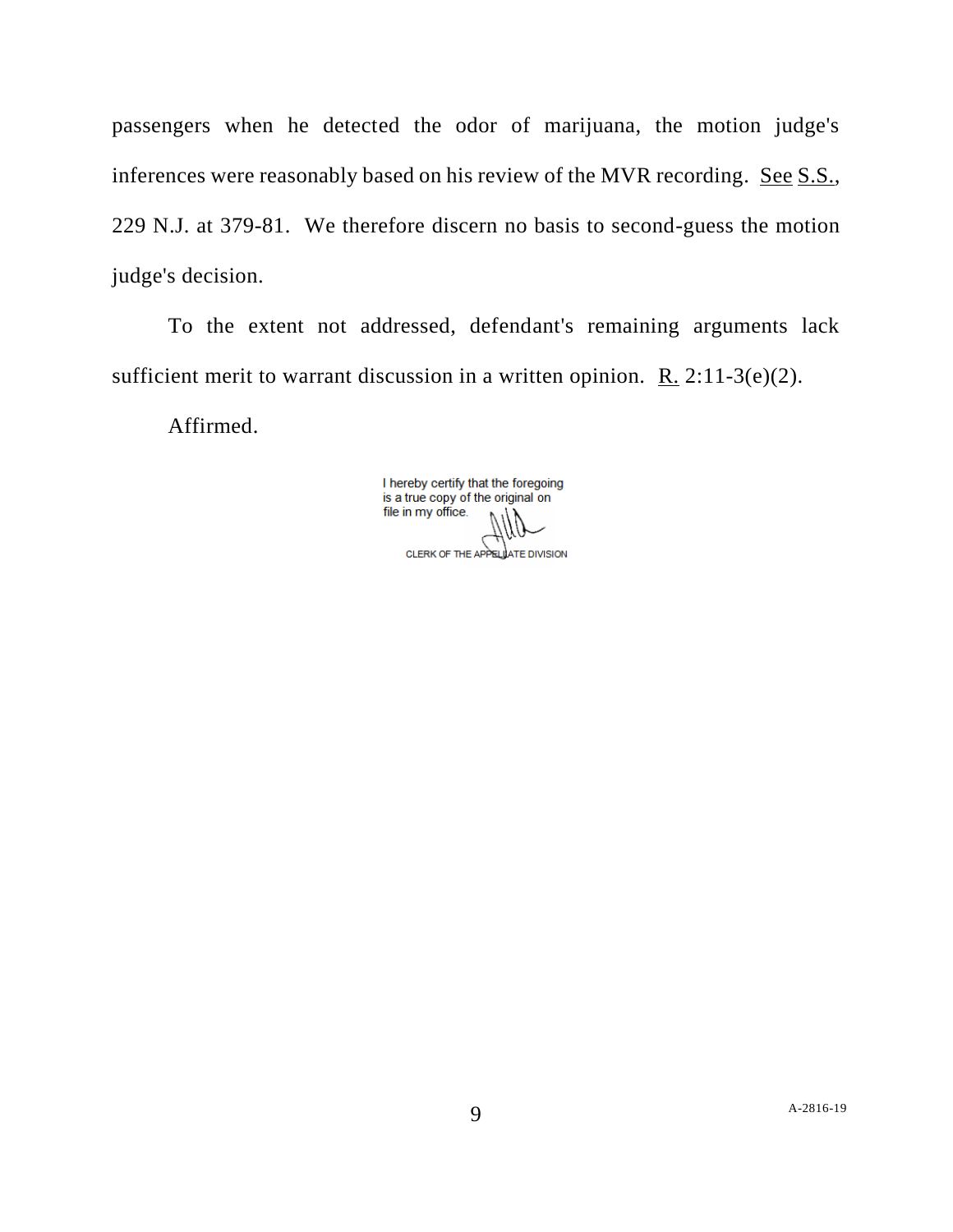passengers when he detected the odor of marijuana, the motion judge's inferences were reasonably based on his review of the MVR recording. See S.S., 229 N.J. at 379-81. We therefore discern no basis to second-guess the motion judge's decision.

To the extent not addressed, defendant's remaining arguments lack sufficient merit to warrant discussion in a written opinion. R. 2:11-3(e)(2).

Affirmed.

I hereby certify that the foregoing is a true copy of the original on file in my office.

CLERK OF THE APPELLATE DIVISION